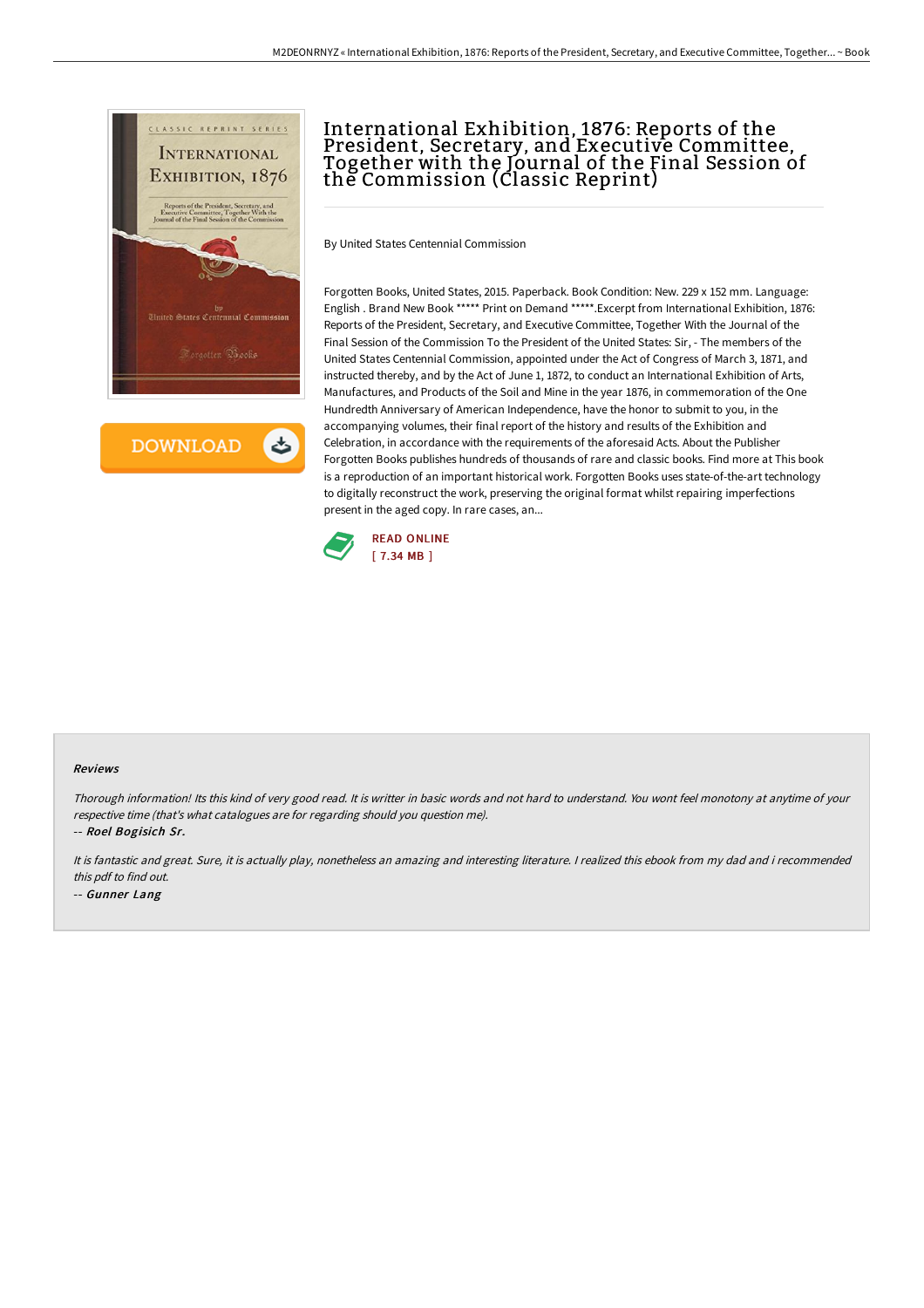# International Exhibition, 1876: Reports of the President, Secretary, and Executive Committee, Together with the Journal of the Final Session of the Commission (Classic Reprint)

By United States Centennial Commission

Forgotten Books, United States, 2015. Paperback. Book Condition: New. 229 x 152 mm. Language: English . Brand New Book ***** Print on Demand *****.Excerpt from International Exhibition, 1876: Reports of the President, Secretary, and Executive Committee, Together With the Journal of the Final Session of the Commission To the President of the United States: Sir, - The members of the United States Centennial Commission, appointed under the Act of Congress of March 3, 1871, and instructed thereby, and by the Act of June 1, 1872, to conduct an International Exhibition of Arts, Manufactures, and Products of the Soil and Mine in the year 1876, in commemoration of the One Hundredth Anniversary of American Independence, have the honor to submit to you, in the accompanying volumes, their final report of the history and results of the Exhibition and Celebration, in accordance with the requirements of the aforesaid Acts. About the Publisher Forgotten Books publishes hundreds of thousands of rare and classic books. Find more at This book is a reproduction of an important historical work. Forgotten Books uses state-of-the-art technology to digitally reconstruct the work, preserving the original format whilst repairing imperfections present in the aged copy. In rare cases, an...

READ ONLINE
[ 7.34 MB ]

### Reviews

*Thorough information! Its this kind of very good read. It is writter in basic words and not hard to understand. You wont feel monotony at anytime of your respective time (that's what catalogues are for regarding should you question me).*

-- ***Roel Bogisich Sr.***

*It is fantastic and great. Sure, it is actually play, nonetheless an amazing and interesting literature. I realized this ebook from my dad and i recommended this pdf to find out.*

-- ***Gunner Lang***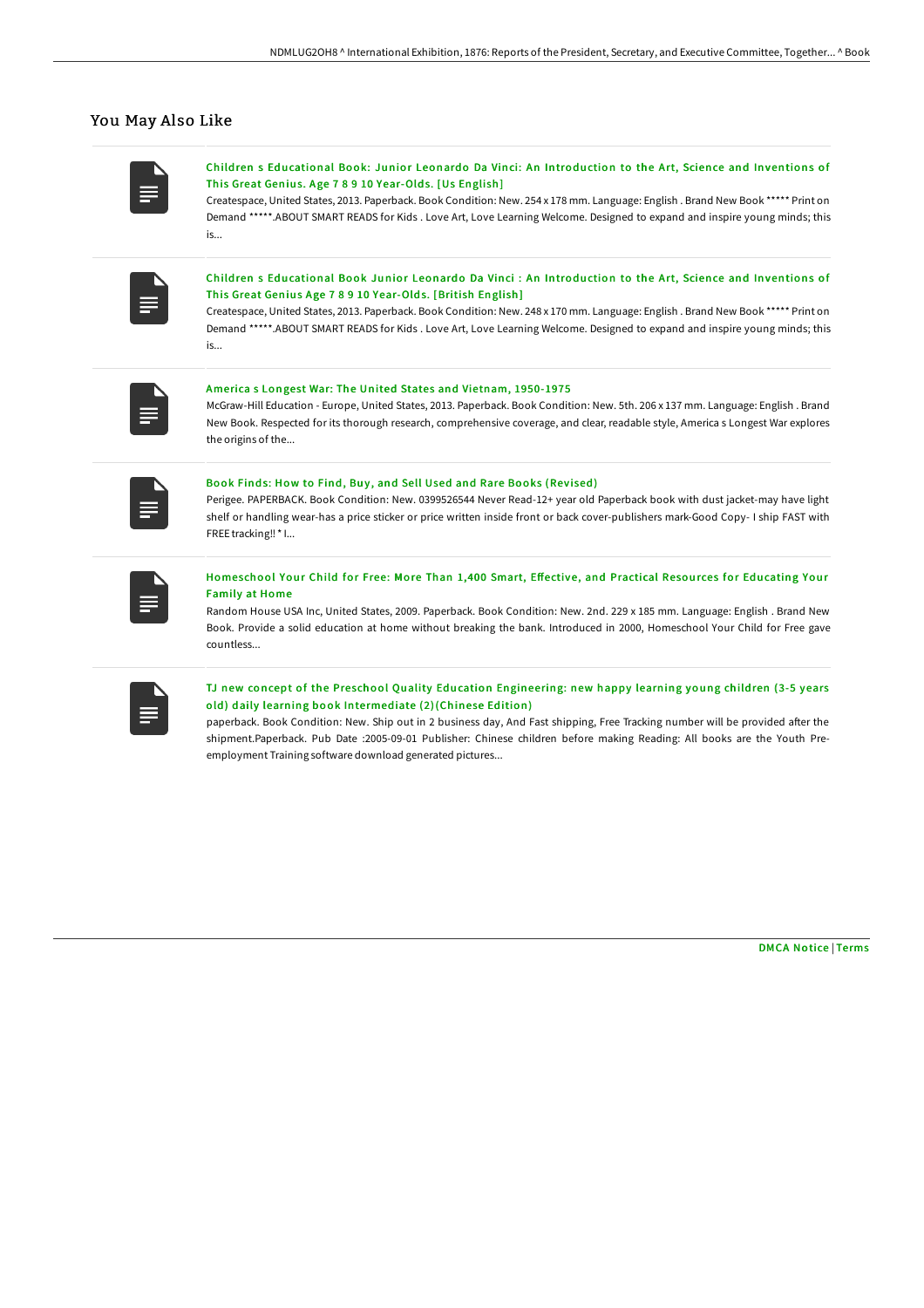## You May Also Like

### Children s Educational Book: Junior Leonardo Da Vinci: An Introduction to the Art, Science and Inventions of This Great Genius. Age 7 8 9 10 Year-Olds. [Us English]

Createspace, United States, 2013. Paperback. Book Condition: New. 254 x 178 mm. Language: English . Brand New Book ***** Print on Demand *****.ABOUT SMART READS for Kids . Love Art, Love Learning Welcome. Designed to expand and inspire young minds; this is...

### Children s Educational Book Junior Leonardo Da Vinci : An Introduction to the Art, Science and Inventions of This Great Genius Age 7 8 9 10 Year-Olds. [British English]

Createspace, United States, 2013. Paperback. Book Condition: New. 248 x 170 mm. Language: English . Brand New Book ***** Print on Demand *****.ABOUT SMART READS for Kids . Love Art, Love Learning Welcome. Designed to expand and inspire young minds; this is...

### America s Longest War: The United States and Vietnam, 1950-1975

McGraw-Hill Education - Europe, United States, 2013. Paperback. Book Condition: New. 5th. 206 x 137 mm. Language: English . Brand New Book. Respected for its thorough research, comprehensive coverage, and clear, readable style, America s Longest War explores the origins of the...

### Book Finds: How to Find, Buy, and Sell Used and Rare Books (Revised)

Perigee. PAPERBACK. Book Condition: New. 0399526544 Never Read-12+ year old Paperback book with dust jacket-may have light shelf or handling wear-has a price sticker or price written inside front or back cover-publishers mark-Good Copy- I ship FAST with FREE tracking!! * I...

### Homeschool Your Child for Free: More Than 1,400 Smart, Effective, and Practical Resources for Educating Your Family at Home

Random House USA Inc, United States, 2009. Paperback. Book Condition: New. 2nd. 229 x 185 mm. Language: English . Brand New Book. Provide a solid education at home without breaking the bank. Introduced in 2000, Homeschool Your Child for Free gave countless...

### TJ new concept of the Preschool Quality Education Engineering: new happy learning young children (3-5 years old) daily learning book Intermediate (2)(Chinese Edition)

paperback. Book Condition: New. Ship out in 2 business day, And Fast shipping, Free Tracking number will be provided after the shipment.Paperback. Pub Date :2005-09-01 Publisher: Chinese children before making Reading: All books are the Youth Pre-employment Training software download generated pictures...

DMCA Notice | Terms